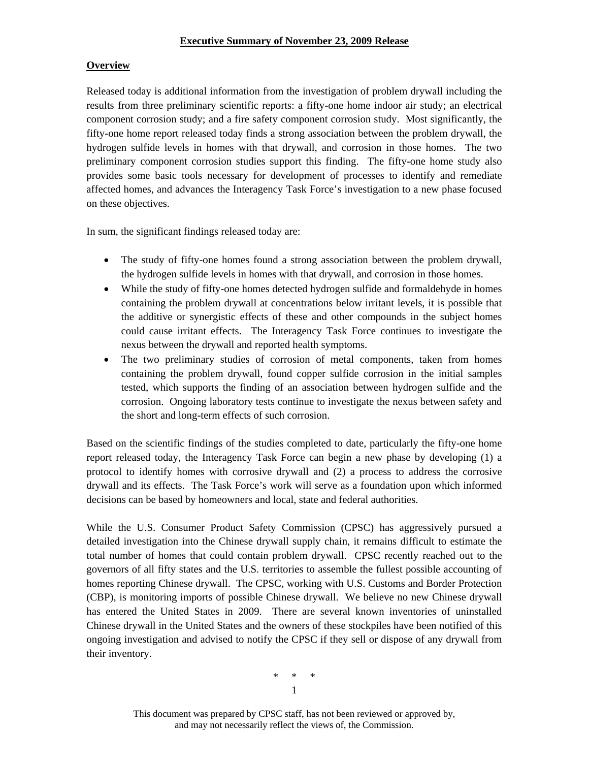# Executive Summary of November 23, 2009 Release

## Overview

Released today is additional information from the investigation of problem drywall including the results from three preliminary scientific reports: a fifty-one home indoor air study; an electrical component corrosion study; and a fire safety component corrosion study. Most significantly, the fifty-one home report released today finds a strong association between the problem drywall, the hydrogen sulfide levels in homes with that drywall, and corrosion in those homes. The two preliminary component corrosion studies support this finding. The fifty-one home study also provides some basic tools necessary for development of processes to identify and remediate affected homes, and advances the Interagency Task Force's investigation to a new phase focused on these objectives.

In sum, the significant findings released today are:

- The study of fifty-one homes found a strong association between the problem drywall, the hydrogen sulfide levels in homes with that drywall, and corrosion in those homes.
- While the study of fifty-one homes detected hydrogen sulfide and formaldehyde in homes containing the problem drywall at concentrations below irritant levels, it is possible that the additive or synergistic effects of these and other compounds in the subject homes could cause irritant effects. The Interagency Task Force continues to investigate the nexus between the drywall and reported health symptoms.
- The two preliminary studies of corrosion of metal components, taken from homes containing the problem drywall, found copper sulfide corrosion in the initial samples tested, which supports the finding of an association between hydrogen sulfide and the corrosion. Ongoing laboratory tests continue to investigate the nexus between safety and the short and long-term effects of such corrosion.

Based on the scientific findings of the studies completed to date, particularly the fifty-one home report released today, the Interagency Task Force can begin a new phase by developing (1) a protocol to identify homes with corrosive drywall and (2) a process to address the corrosive drywall and its effects. The Task Force's work will serve as a foundation upon which informed decisions can be based by homeowners and local, state and federal authorities.

While the U.S. Consumer Product Safety Commission (CPSC) has aggressively pursued a detailed investigation into the Chinese drywall supply chain, it remains difficult to estimate the total number of homes that could contain problem drywall. CPSC recently reached out to the governors of all fifty states and the U.S. territories to assemble the fullest possible accounting of homes reporting Chinese drywall. The CPSC, working with U.S. Customs and Border Protection (CBP), is monitoring imports of possible Chinese drywall. We believe no new Chinese drywall has entered the United States in 2009. There are several known inventories of uninstalled Chinese drywall in the United States and the owners of these stockpiles have been notified of this ongoing investigation and advised to notify the CPSC if they sell or dispose of any drywall from their inventory.

\* \* \*

This document was prepared by CPSC staff, has not been reviewed or approved by, and may not necessarily reflect the views of, the Commission.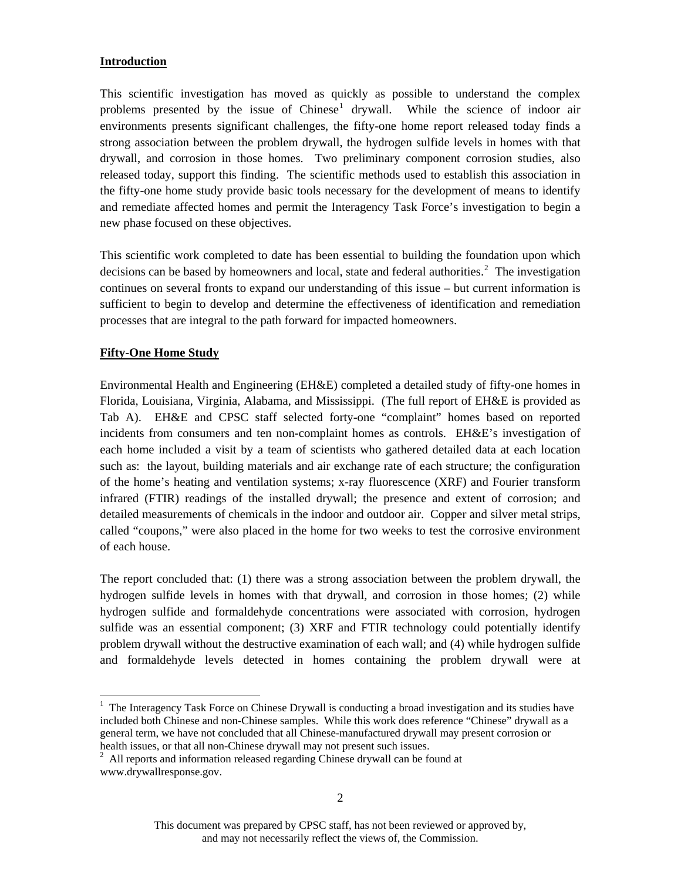**Introduction**

This scientific investigation has moved as quickly as possible to understand the complex problems presented by the issue of Chinese[1] drywall. While the science of indoor air environments presents significant challenges, the fifty-one home report released today finds a strong association between the problem drywall, the hydrogen sulfide levels in homes with that drywall, and corrosion in those homes. Two preliminary component corrosion studies, also released today, support this finding. The scientific methods used to establish this association in the fifty-one home study provide basic tools necessary for the development of means to identify and remediate affected homes and permit the Interagency Task Force's investigation to begin a new phase focused on these objectives.

This scientific work completed to date has been essential to building the foundation upon which decisions can be based by homeowners and local, state and federal authorities.[2] The investigation continues on several fronts to expand our understanding of this issue – but current information is sufficient to begin to develop and determine the effectiveness of identification and remediation processes that are integral to the path forward for impacted homeowners.

**Fifty-One Home Study**

Environmental Health and Engineering (EH&E) completed a detailed study of fifty-one homes in Florida, Louisiana, Virginia, Alabama, and Mississippi. (The full report of EH&E is provided as Tab A). EH&E and CPSC staff selected forty-one "complaint" homes based on reported incidents from consumers and ten non-complaint homes as controls. EH&E's investigation of each home included a visit by a team of scientists who gathered detailed data at each location such as: the layout, building materials and air exchange rate of each structure; the configuration of the home's heating and ventilation systems; x-ray fluorescence (XRF) and Fourier transform infrared (FTIR) readings of the installed drywall; the presence and extent of corrosion; and detailed measurements of chemicals in the indoor and outdoor air. Copper and silver metal strips, called "coupons," were also placed in the home for two weeks to test the corrosive environment of each house.

The report concluded that: (1) there was a strong association between the problem drywall, the hydrogen sulfide levels in homes with that drywall, and corrosion in those homes; (2) while hydrogen sulfide and formaldehyde concentrations were associated with corrosion, hydrogen sulfide was an essential component; (3) XRF and FTIR technology could potentially identify problem drywall without the destructive examination of each wall; and (4) while hydrogen sulfide and formaldehyde levels detected in homes containing the problem drywall were at

---

[1] The Interagency Task Force on Chinese Drywall is conducting a broad investigation and its studies have included both Chinese and non-Chinese samples. While this work does reference "Chinese" drywall as a general term, we have not concluded that all Chinese-manufactured drywall may present corrosion or health issues, or that all non-Chinese drywall may not present such issues.

[2] All reports and information released regarding Chinese drywall can be found at www.drywallresponse.gov.

This document was prepared by CPSC staff, has not been reviewed or approved by, and may not necessarily reflect the views of, the Commission.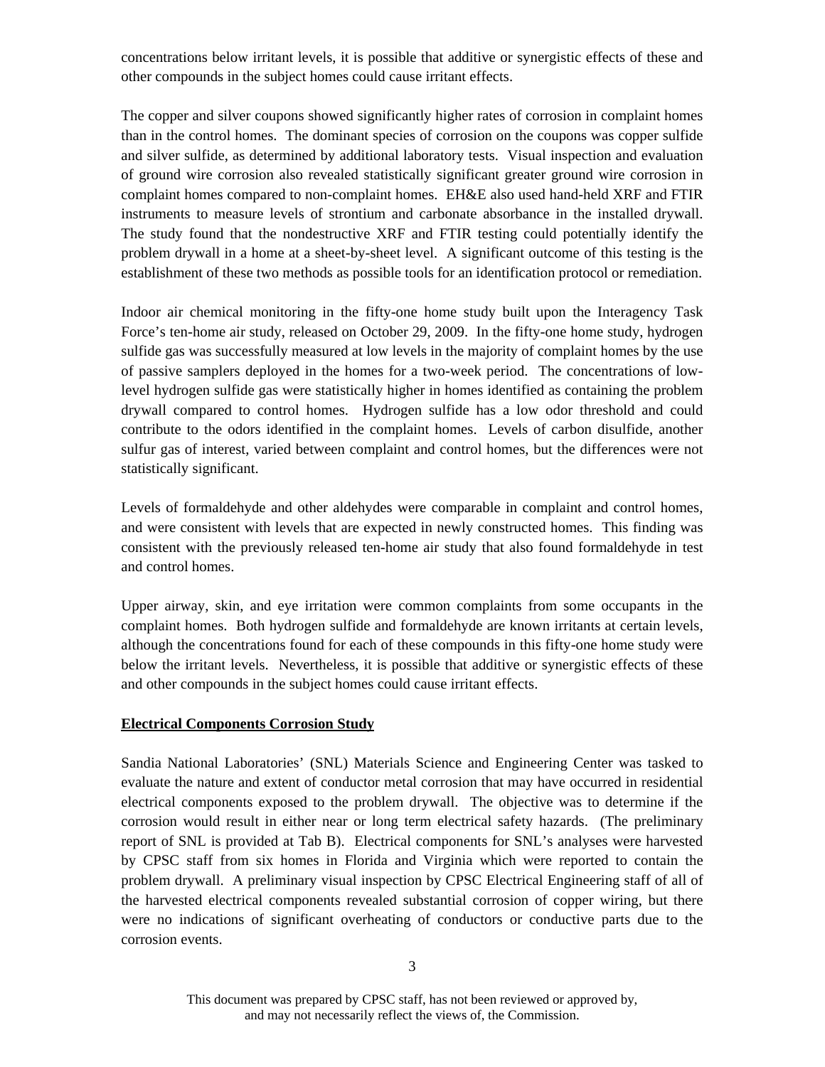concentrations below irritant levels, it is possible that additive or synergistic effects of these and other compounds in the subject homes could cause irritant effects.

The copper and silver coupons showed significantly higher rates of corrosion in complaint homes than in the control homes. The dominant species of corrosion on the coupons was copper sulfide and silver sulfide, as determined by additional laboratory tests. Visual inspection and evaluation of ground wire corrosion also revealed statistically significant greater ground wire corrosion in complaint homes compared to non-complaint homes. EH&E also used hand-held XRF and FTIR instruments to measure levels of strontium and carbonate absorbance in the installed drywall. The study found that the nondestructive XRF and FTIR testing could potentially identify the problem drywall in a home at a sheet-by-sheet level. A significant outcome of this testing is the establishment of these two methods as possible tools for an identification protocol or remediation.

Indoor air chemical monitoring in the fifty-one home study built upon the Interagency Task Force's ten-home air study, released on October 29, 2009. In the fifty-one home study, hydrogen sulfide gas was successfully measured at low levels in the majority of complaint homes by the use of passive samplers deployed in the homes for a two-week period. The concentrations of low-level hydrogen sulfide gas were statistically higher in homes identified as containing the problem drywall compared to control homes. Hydrogen sulfide has a low odor threshold and could contribute to the odors identified in the complaint homes. Levels of carbon disulfide, another sulfur gas of interest, varied between complaint and control homes, but the differences were not statistically significant.

Levels of formaldehyde and other aldehydes were comparable in complaint and control homes, and were consistent with levels that are expected in newly constructed homes. This finding was consistent with the previously released ten-home air study that also found formaldehyde in test and control homes.

Upper airway, skin, and eye irritation were common complaints from some occupants in the complaint homes. Both hydrogen sulfide and formaldehyde are known irritants at certain levels, although the concentrations found for each of these compounds in this fifty-one home study were below the irritant levels. Nevertheless, it is possible that additive or synergistic effects of these and other compounds in the subject homes could cause irritant effects.

**Electrical Components Corrosion Study**

Sandia National Laboratories' (SNL) Materials Science and Engineering Center was tasked to evaluate the nature and extent of conductor metal corrosion that may have occurred in residential electrical components exposed to the problem drywall. The objective was to determine if the corrosion would result in either near or long term electrical safety hazards. (The preliminary report of SNL is provided at Tab B). Electrical components for SNL's analyses were harvested by CPSC staff from six homes in Florida and Virginia which were reported to contain the problem drywall. A preliminary visual inspection by CPSC Electrical Engineering staff of all of the harvested electrical components revealed substantial corrosion of copper wiring, but there were no indications of significant overheating of conductors or conductive parts due to the corrosion events.

This document was prepared by CPSC staff, has not been reviewed or approved by, and may not necessarily reflect the views of, the Commission.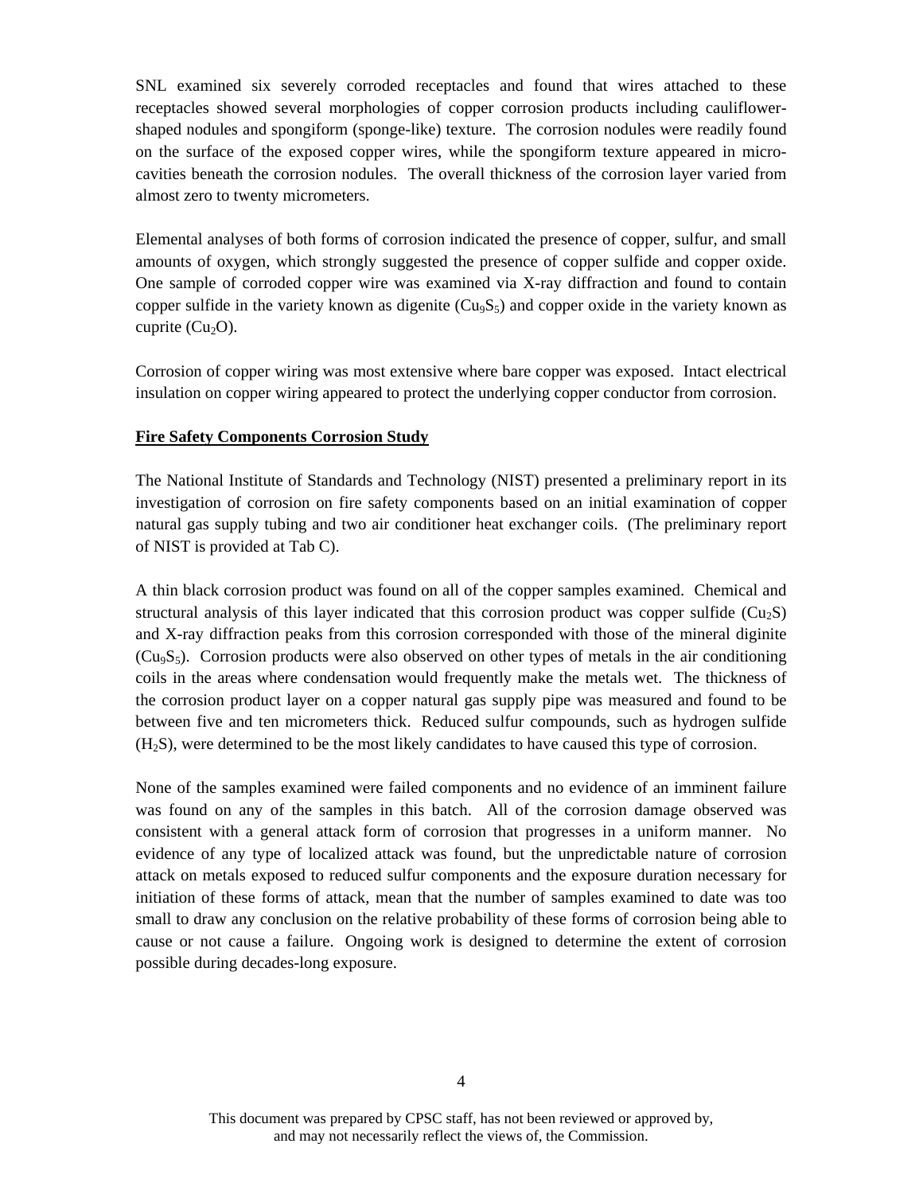SNL examined six severely corroded receptacles and found that wires attached to these receptacles showed several morphologies of copper corrosion products including cauliflower-shaped nodules and spongiform (sponge-like) texture. The corrosion nodules were readily found on the surface of the exposed copper wires, while the spongiform texture appeared in micro-cavities beneath the corrosion nodules. The overall thickness of the corrosion layer varied from almost zero to twenty micrometers.

Elemental analyses of both forms of corrosion indicated the presence of copper, sulfur, and small amounts of oxygen, which strongly suggested the presence of copper sulfide and copper oxide. One sample of corroded copper wire was examined via X-ray diffraction and found to contain copper sulfide in the variety known as digenite ($Cu_9S_5$) and copper oxide in the variety known as cuprite ($Cu_2O$).

Corrosion of copper wiring was most extensive where bare copper was exposed. Intact electrical insulation on copper wiring appeared to protect the underlying copper conductor from corrosion.

**Fire Safety Components Corrosion Study**

The National Institute of Standards and Technology (NIST) presented a preliminary report in its investigation of corrosion on fire safety components based on an initial examination of copper natural gas supply tubing and two air conditioner heat exchanger coils. (The preliminary report of NIST is provided at Tab C).

A thin black corrosion product was found on all of the copper samples examined. Chemical and structural analysis of this layer indicated that this corrosion product was copper sulfide ($Cu_2S$) and X-ray diffraction peaks from this corrosion corresponded with those of the mineral diginite ($Cu_9S_5$). Corrosion products were also observed on other types of metals in the air conditioning coils in the areas where condensation would frequently make the metals wet. The thickness of the corrosion product layer on a copper natural gas supply pipe was measured and found to be between five and ten micrometers thick. Reduced sulfur compounds, such as hydrogen sulfide ($H_2S$), were determined to be the most likely candidates to have caused this type of corrosion.

None of the samples examined were failed components and no evidence of an imminent failure was found on any of the samples in this batch. All of the corrosion damage observed was consistent with a general attack form of corrosion that progresses in a uniform manner. No evidence of any type of localized attack was found, but the unpredictable nature of corrosion attack on metals exposed to reduced sulfur components and the exposure duration necessary for initiation of these forms of attack, mean that the number of samples examined to date was too small to draw any conclusion on the relative probability of these forms of corrosion being able to cause or not cause a failure. Ongoing work is designed to determine the extent of corrosion possible during decades-long exposure.

This document was prepared by CPSC staff, has not been reviewed or approved by, and may not necessarily reflect the views of, the Commission.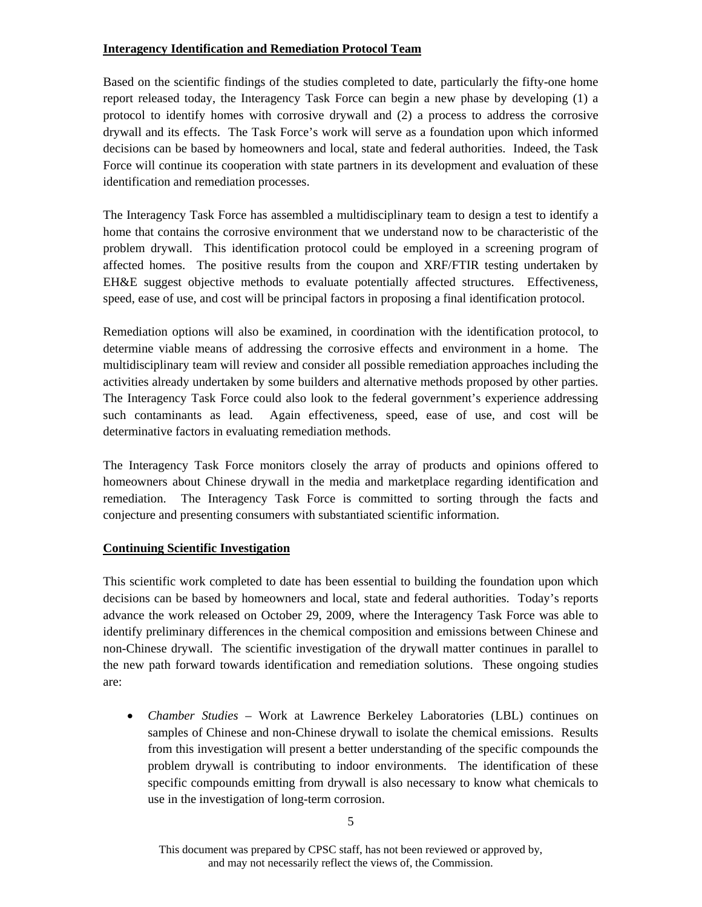**Interagency Identification and Remediation Protocol Team**

Based on the scientific findings of the studies completed to date, particularly the fifty-one home report released today, the Interagency Task Force can begin a new phase by developing (1) a protocol to identify homes with corrosive drywall and (2) a process to address the corrosive drywall and its effects. The Task Force's work will serve as a foundation upon which informed decisions can be based by homeowners and local, state and federal authorities. Indeed, the Task Force will continue its cooperation with state partners in its development and evaluation of these identification and remediation processes.

The Interagency Task Force has assembled a multidisciplinary team to design a test to identify a home that contains the corrosive environment that we understand now to be characteristic of the problem drywall. This identification protocol could be employed in a screening program of affected homes. The positive results from the coupon and XRF/FTIR testing undertaken by EH&E suggest objective methods to evaluate potentially affected structures. Effectiveness, speed, ease of use, and cost will be principal factors in proposing a final identification protocol.

Remediation options will also be examined, in coordination with the identification protocol, to determine viable means of addressing the corrosive effects and environment in a home. The multidisciplinary team will review and consider all possible remediation approaches including the activities already undertaken by some builders and alternative methods proposed by other parties. The Interagency Task Force could also look to the federal government's experience addressing such contaminants as lead. Again effectiveness, speed, ease of use, and cost will be determinative factors in evaluating remediation methods.

The Interagency Task Force monitors closely the array of products and opinions offered to homeowners about Chinese drywall in the media and marketplace regarding identification and remediation. The Interagency Task Force is committed to sorting through the facts and conjecture and presenting consumers with substantiated scientific information.

**Continuing Scientific Investigation**

This scientific work completed to date has been essential to building the foundation upon which decisions can be based by homeowners and local, state and federal authorities. Today's reports advance the work released on October 29, 2009, where the Interagency Task Force was able to identify preliminary differences in the chemical composition and emissions between Chinese and non-Chinese drywall. The scientific investigation of the drywall matter continues in parallel to the new path forward towards identification and remediation solutions. These ongoing studies are:

- *Chamber Studies* – Work at Lawrence Berkeley Laboratories (LBL) continues on samples of Chinese and non-Chinese drywall to isolate the chemical emissions. Results from this investigation will present a better understanding of the specific compounds the problem drywall is contributing to indoor environments. The identification of these specific compounds emitting from drywall is also necessary to know what chemicals to use in the investigation of long-term corrosion.

This document was prepared by CPSC staff, has not been reviewed or approved by, and may not necessarily reflect the views of, the Commission.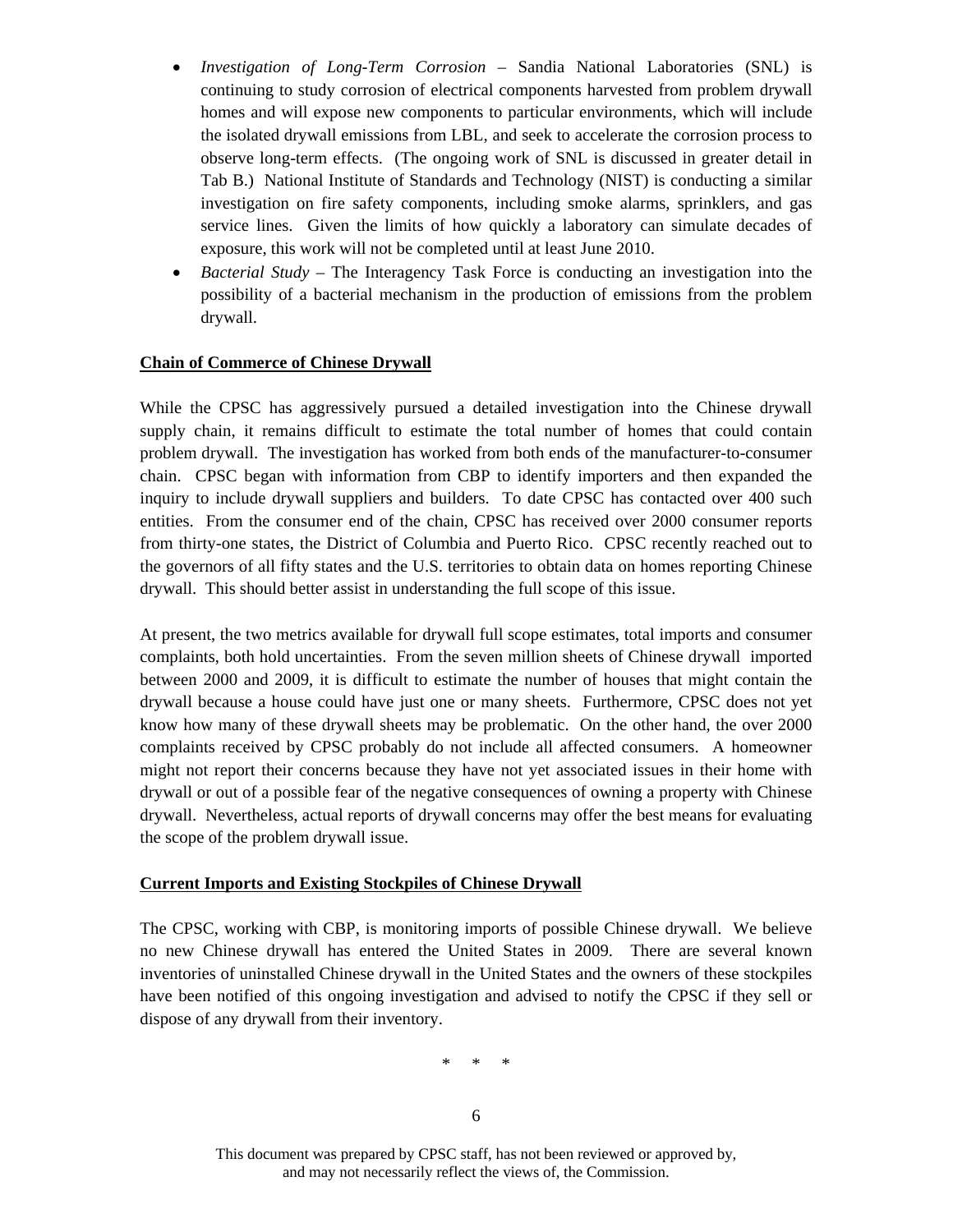- *Investigation of Long-Term Corrosion* – Sandia National Laboratories (SNL) is continuing to study corrosion of electrical components harvested from problem drywall homes and will expose new components to particular environments, which will include the isolated drywall emissions from LBL, and seek to accelerate the corrosion process to observe long-term effects. (The ongoing work of SNL is discussed in greater detail in Tab B.) National Institute of Standards and Technology (NIST) is conducting a similar investigation on fire safety components, including smoke alarms, sprinklers, and gas service lines. Given the limits of how quickly a laboratory can simulate decades of exposure, this work will not be completed until at least June 2010.
- *Bacterial Study* – The Interagency Task Force is conducting an investigation into the possibility of a bacterial mechanism in the production of emissions from the problem drywall.

**Chain of Commerce of Chinese Drywall**

While the CPSC has aggressively pursued a detailed investigation into the Chinese drywall supply chain, it remains difficult to estimate the total number of homes that could contain problem drywall. The investigation has worked from both ends of the manufacturer-to-consumer chain. CPSC began with information from CBP to identify importers and then expanded the inquiry to include drywall suppliers and builders. To date CPSC has contacted over 400 such entities. From the consumer end of the chain, CPSC has received over 2000 consumer reports from thirty-one states, the District of Columbia and Puerto Rico. CPSC recently reached out to the governors of all fifty states and the U.S. territories to obtain data on homes reporting Chinese drywall. This should better assist in understanding the full scope of this issue.

At present, the two metrics available for drywall full scope estimates, total imports and consumer complaints, both hold uncertainties. From the seven million sheets of Chinese drywall imported between 2000 and 2009, it is difficult to estimate the number of houses that might contain the drywall because a house could have just one or many sheets. Furthermore, CPSC does not yet know how many of these drywall sheets may be problematic. On the other hand, the over 2000 complaints received by CPSC probably do not include all affected consumers. A homeowner might not report their concerns because they have not yet associated issues in their home with drywall or out of a possible fear of the negative consequences of owning a property with Chinese drywall. Nevertheless, actual reports of drywall concerns may offer the best means for evaluating the scope of the problem drywall issue.

**Current Imports and Existing Stockpiles of Chinese Drywall**

The CPSC, working with CBP, is monitoring imports of possible Chinese drywall. We believe no new Chinese drywall has entered the United States in 2009. There are several known inventories of uninstalled Chinese drywall in the United States and the owners of these stockpiles have been notified of this ongoing investigation and advised to notify the CPSC if they sell or dispose of any drywall from their inventory.

\* \* \*

This document was prepared by CPSC staff, has not been reviewed or approved by, and may not necessarily reflect the views of, the Commission.